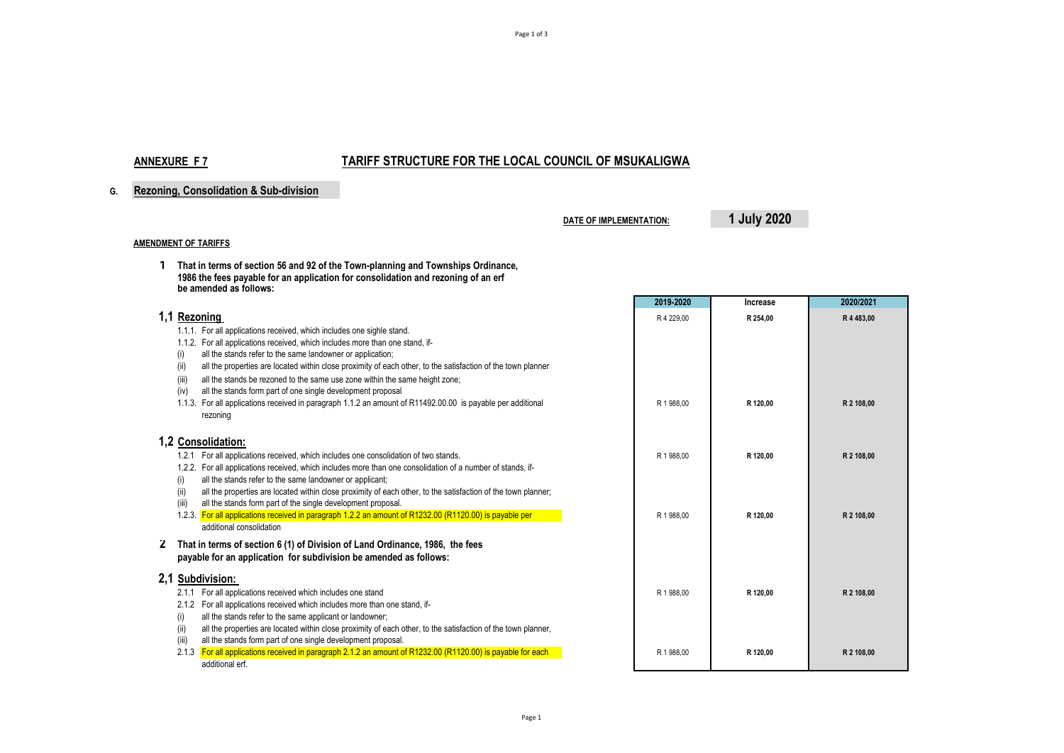## ANNEXURE F 7 — TARIFF STRUCTURE FOR THE LOCAL COUNCIL OF MSUKALIGWA

### G. Rezoning, Consolidation & Sub-division

**DATE OF IMPLEMENTATION:** **1 July 2020**

**AMENDMENT OF TARIFFS**

**1 That in terms of section 56 and 92 of the Town-planning and Townships Ordinance, 1986 the fees payable for an application for consolidation and rezoning of an erf be amended as follows:**

| Item | 2019-2020 | Increase | 2020/2021 |
|---|---|---|---|
| **1,1 Rezoning** | | | |
| 1.1.1. For all applications received, which includes one sighle stand. | R 4 229,00 | **R 254,00** | **R 4 483,00** |
| 1.1.2. For all applications received, which includes more than one stand, if- | | | |
| (i) all the stands refer to the same landowner or application; | | | |
| (ii) all the properties are located within close proximity of each other, to the satisfaction of the town planner | | | |
| (iii) all the stands be rezoned to the same use zone within the same height zone; | | | |
| (iv) all the stands form part of one single development proposal | | | |
| 1.1.3. For all applications received in paragraph 1.1.2 an amount of R11492.00.00 is payable per additional rezoning | R 1 988,00 | **R 120,00** | **R 2 108,00** |
| **1,2 Consolidation:** | | | |
| 1.2.1 For all applications received, which includes one consolidation of two stands. | R 1 988,00 | **R 120,00** | **R 2 108,00** |
| 1.2.2. For all applications received, which includes more than one consolidation of a number of stands, if- | | | |
| (i) all the stands refer to the same landowner or applicant; | | | |
| (ii) all the properties are located within close proximity of each other, to the satisfaction of the town planner; | | | |
| (iii) all the stands form part of the single development proposal. | | | |
| 1.2.3. For all applications received in paragraph 1.2.2 an amount of R1232.00 (R1120.00) is payable per additional consolidation | R 1 988,00 | **R 120,00** | **R 2 108,00** |
| **2 That in terms of section 6 (1) of Division of Land Ordinance, 1986, the fees payable for an application for subdivision be amended as follows:** | | | |
| **2,1 Subdivision:** | | | |
| 2.1.1 For all applications received which includes one stand | R 1 988,00 | **R 120,00** | **R 2 108,00** |
| 2.1.2 For all applications received which includes more than one stand, if- | | | |
| (i) all the stands refer to the same applicant or landowner; | | | |
| (ii) all the properties are located within close proximity of each other, to the satisfaction of the town planner, | | | |
| (iii) all the stands form part of one single development proposal. | | | |
| 2.1.3 For all applications received in paragraph 2.1.2 an amount of R1232.00 (R1120.00) is payable for each additional erf. | R 1 988,00 | **R 120,00** | **R 2 108,00** |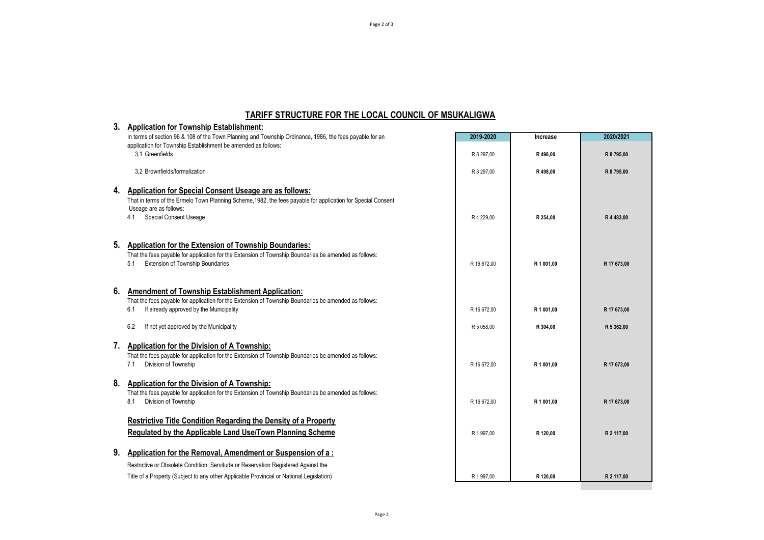## TARIFF STRUCTURE FOR THE LOCAL COUNCIL OF MSUKALIGWA

| | 2019-2020 | Increase | 2020/2021 |
|---|---|---|---|
| **3. Application for Township Establishment:** | | | |
| In terms of section 96 & 108 of the Town Planning and Township Ordinance, 1986, the fees payable for an application for Township Establishment be amended as follows: | | | |
| 3,1 Greenfields | R 8 297,00 | R 498,00 | R 8 795,00 |
| 3,2 Brownfields/formalization | R 8 297,00 | R 498,00 | R 8 795,00 |
| **4. Application for Special Consent Useage are as follows:** | | | |
| That in terms of the Ermelo Town Planning Scheme,1982, the fees payable for application for Special Consent Useage are as follows: | | | |
| 4.1 Special Consent Useage | R 4 229,00 | R 254,00 | R 4 483,00 |
| **5. Application for the Extension of Township Boundaries:** | | | |
| That the fees payable for application for the Extension of Township Boundaries be amended as follows: | | | |
| 5.1 Extension of Township Boundaries | R 16 672,00 | R 1 001,00 | R 17 673,00 |
| **6. Amendment of Township Establishment Application:** | | | |
| That the fees payable for application for the Extension of Township Boundaries be amended as follows: | | | |
| 6.1 If already approved by the Municipality | R 16 672,00 | R 1 001,00 | R 17 673,00 |
| 6,2 If not yet approved by the Municipality | R 5 058,00 | R 304,00 | R 5 362,00 |
| **7. Application for the Division of A Township:** | | | |
| That the fees payable for application for the Extension of Township Boundaries be amended as follows: | | | |
| 7.1 Division of Township | R 16 672,00 | R 1 001,00 | R 17 673,00 |
| **8. Application for the Division of A Township:** | | | |
| That the fees payable for application for the Extension of Township Boundaries be amended as follows: | | | |
| 8.1 Division of Township | R 16 672,00 | R 1 001,00 | R 17 673,00 |
| **Restrictive Title Condition Regarding the Density of a Property Regulated by the Applicable Land Use/Town Planning Scheme** | R 1 997,00 | R 120,00 | R 2 117,00 |
| **9. Application for the Removal, Amendment or Suspension of a :** | | | |
| Restrictive or Obsolete Condition, Servitude or Reservation Registered Against the Title of a Property (Subject to any other Applicable Provincial or National Legislation) | R 1 997,00 | R 120,00 | R 2 117,00 |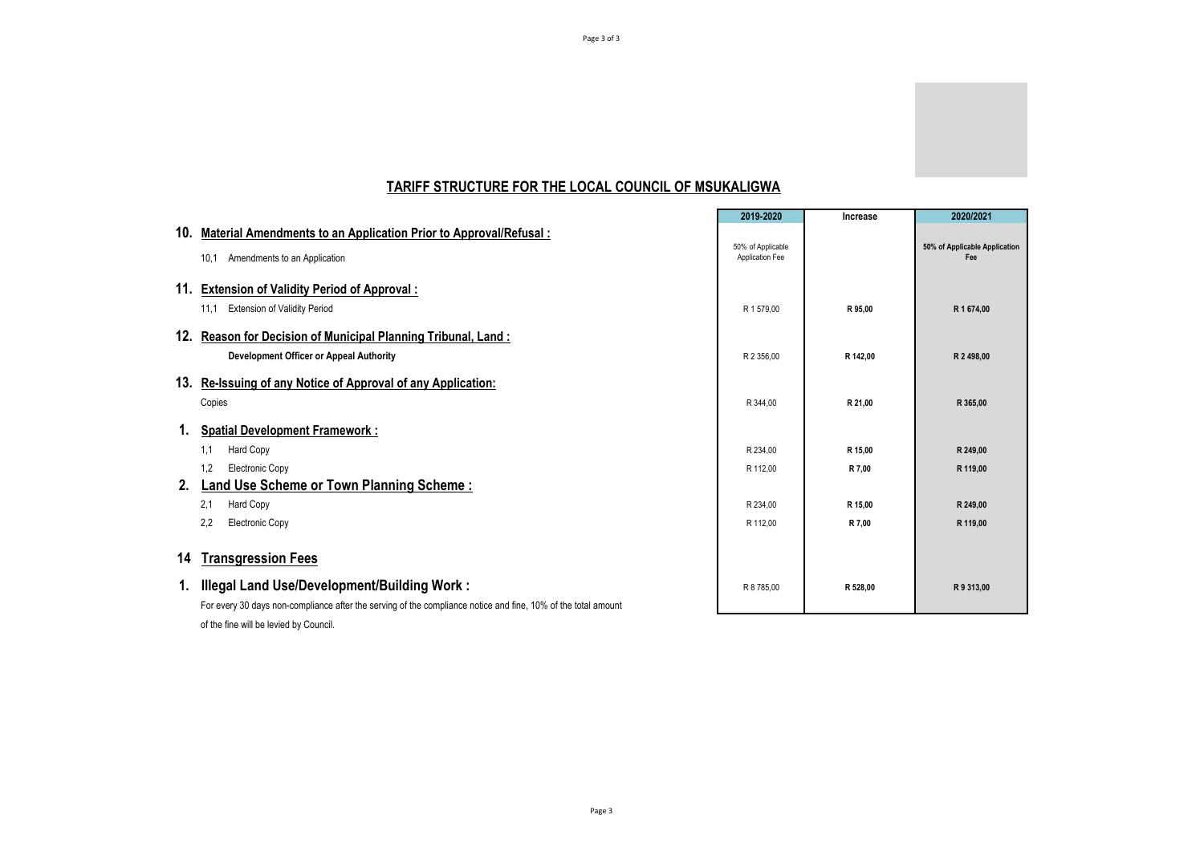## TARIFF STRUCTURE FOR THE LOCAL COUNCIL OF MSUKALIGWA

| | 2019-2020 | Increase | 2020/2021 |
|---|---|---|---|
| **10. Material Amendments to an Application Prior to Approval/Refusal :** | | | |
| 10,1 Amendments to an Application | 50% of Applicable Application Fee | | **50% of Applicable Application Fee** |
| **11. Extension of Validity Period of Approval :** | | | |
| 11,1 Extension of Validity Period | R 1 579,00 | **R 95,00** | **R 1 674,00** |
| **12. Reason for Decision of Municipal Planning Tribunal, Land :** | | | |
| **Development Officer or Appeal Authority** | R 2 356,00 | **R 142,00** | **R 2 498,00** |
| **13. Re-Issuing of any Notice of Approval of any Application:** | | | |
| Copies | R 344,00 | **R 21,00** | **R 365,00** |
| **1. Spatial Development Framework :** | | | |
| 1,1 Hard Copy | R 234,00 | **R 15,00** | **R 249,00** |
| 1,2 Electronic Copy | R 112,00 | **R 7,00** | **R 119,00** |
| **2. Land Use Scheme or Town Planning Scheme :** | | | |
| 2,1 Hard Copy | R 234,00 | **R 15,00** | **R 249,00** |
| 2,2 Electronic Copy | R 112,00 | **R 7,00** | **R 119,00** |
| **14 Transgression Fees** | | | |
| **1. Illegal Land Use/Development/Building Work :** | R 8 785,00 | **R 528,00** | **R 9 313,00** |

For every 30 days non-compliance after the serving of the compliance notice and fine, 10% of the total amount of the fine will be levied by Council.